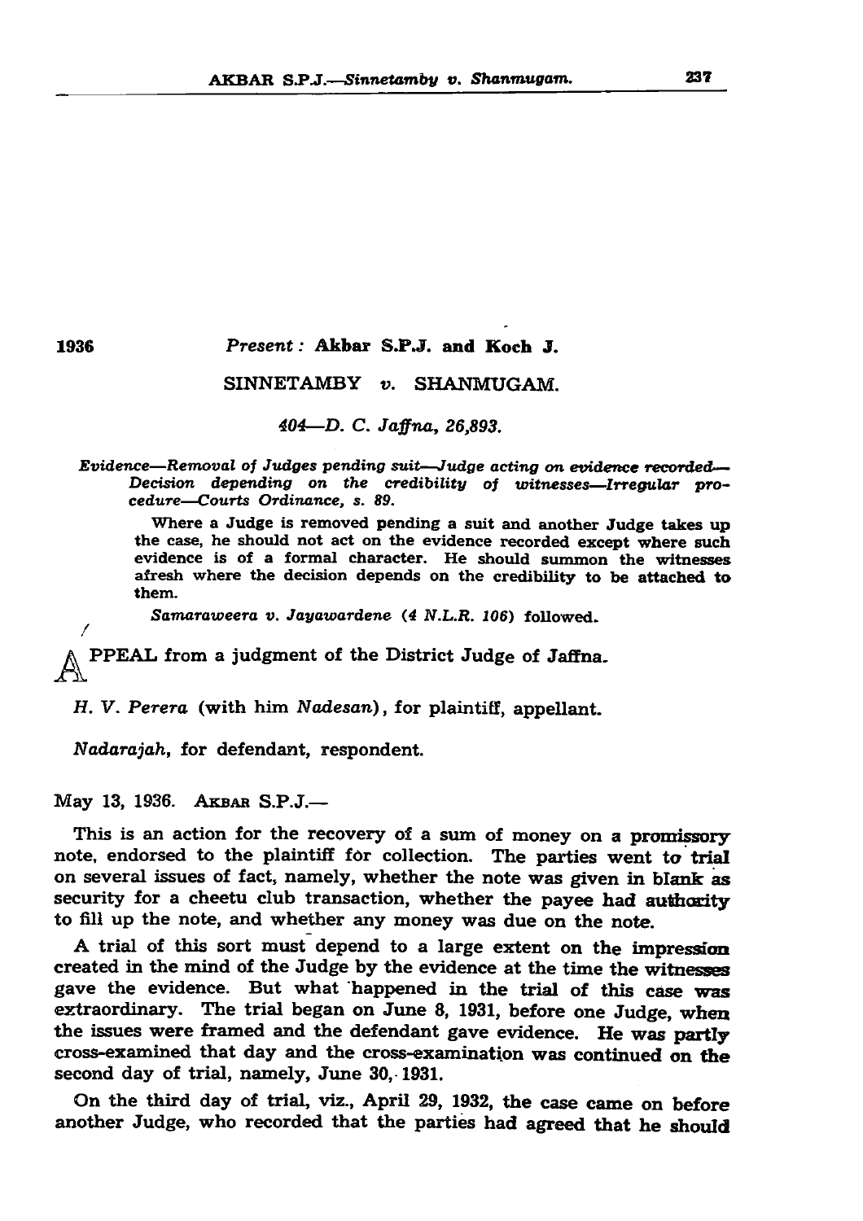1936

*Present*: **Akbar S.P.J. and Koch J.**

SINNETAMBY *v.* SHANMUGAM.

*404—D. C. Jaffna, 26,893.*

*Evidence—Removal of Judges pending suit—Judge acting on evidence recorded—Decision depending on the credibility of witnesses—Irregular procedure—Courts Ordinance, s. 89.*

Where a Judge is removed pending a suit and another Judge takes up the case, he should not act on the evidence recorded except where such evidence is of a formal character. He should summon the witnesses afresh where the decision depends on the credibility to be attached to them.

*Samaraweera v. Jayawardene (4 N.L.R. 106)* followed.

APPEAL from a judgment of the District Judge of Jaffna.

*H. V. Perera* (with him *Nadesan*), for plaintiff, appellant.

*Nadarajah*, for defendant, respondent.

May 13, 1936. AKBAR S.P.J.—

This is an action for the recovery of a sum of money on a promissory note, endorsed to the plaintiff for collection. The parties went to trial on several issues of fact, namely, whether the note was given in blank as security for a cheetu club transaction, whether the payee had authority to fill up the note, and whether any money was due on the note.

A trial of this sort must depend to a large extent on the impression created in the mind of the Judge by the evidence at the time the witnesses gave the evidence. But what happened in the trial of this case was extraordinary. The trial began on June 8, 1931, before one Judge, when the issues were framed and the defendant gave evidence. He was partly cross-examined that day and the cross-examination was continued on the second day of trial, namely, June 30, 1931.

On the third day of trial, viz., April 29, 1932, the case came on before another Judge, who recorded that the parties had agreed that he should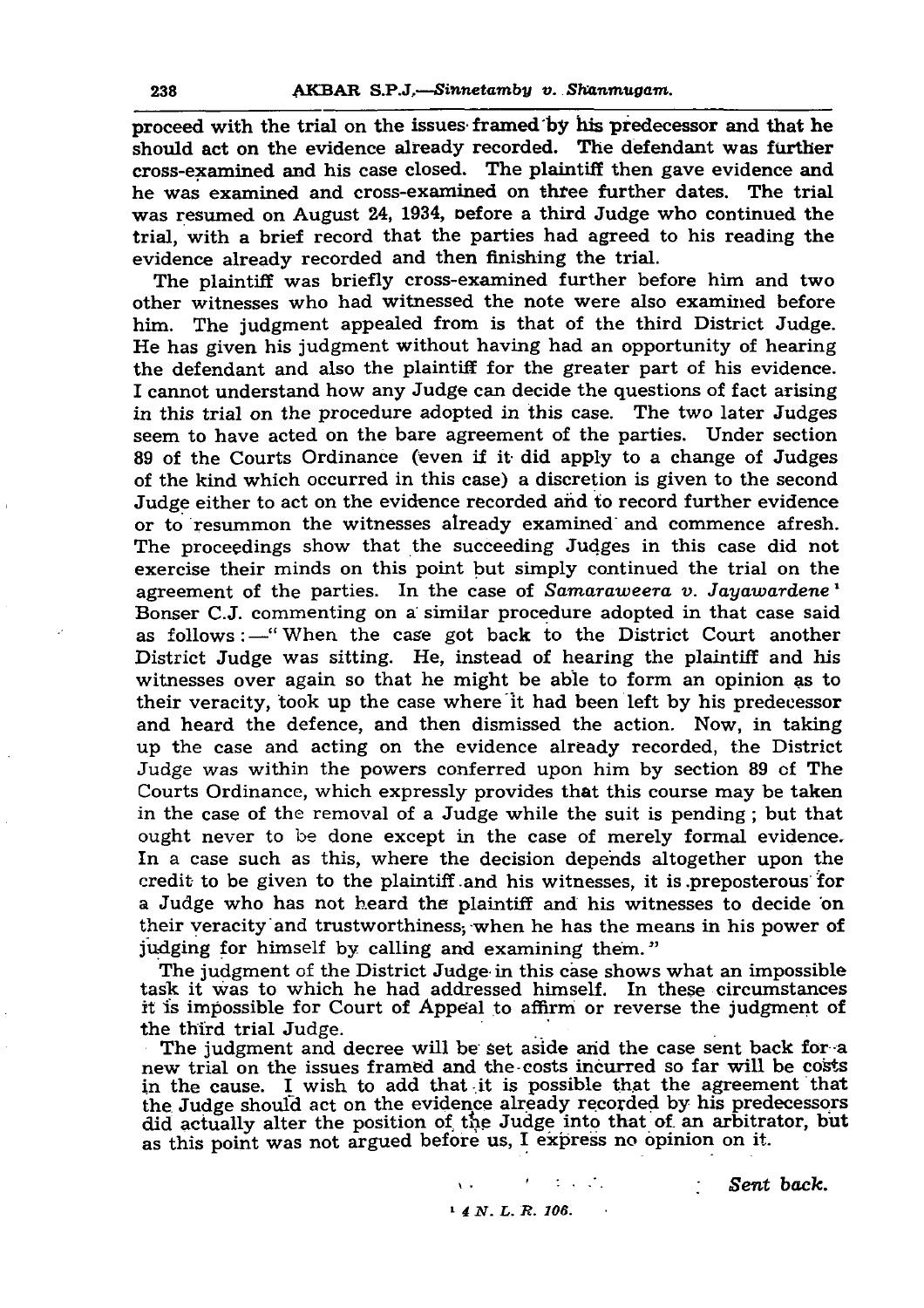proceed with the trial on the issues framed by his predecessor and that he should act on the evidence already recorded. The defendant was further cross-examined and his case closed. The plaintiff then gave evidence and he was examined and cross-examined on three further dates. The trial was resumed on August 24, 1934, before a third Judge who continued the trial, with a brief record that the parties had agreed to his reading the evidence already recorded and then finishing the trial.

The plaintiff was briefly cross-examined further before him and two other witnesses who had witnessed the note were also examined before him. The judgment appealed from is that of the third District Judge. He has given his judgment without having had an opportunity of hearing the defendant and also the plaintiff for the greater part of his evidence. I cannot understand how any Judge can decide the questions of fact arising in this trial on the procedure adopted in this case. The two later Judges seem to have acted on the bare agreement of the parties. Under section 89 of the Courts Ordinance (even if it did apply to a change of Judges of the kind which occurred in this case) a discretion is given to the second Judge either to act on the evidence recorded and to record further evidence or to resummon the witnesses already examined and commence afresh. The proceedings show that the succeeding Judges in this case did not exercise their minds on this point but simply continued the trial on the agreement of the parties. In the case of *Samaraweera v. Jayawardene* [1] Bonser C.J. commenting on a similar procedure adopted in that case said as follows:—" When the case got back to the District Court another District Judge was sitting. He, instead of hearing the plaintiff and his witnesses over again so that he might be able to form an opinion as to their veracity, took up the case where it had been left by his predecessor and heard the defence, and then dismissed the action. Now, in taking up the case and acting on the evidence already recorded, the District Judge was within the powers conferred upon him by section 89 of The Courts Ordinance, which expressly provides that this course may be taken in the case of the removal of a Judge while the suit is pending; but that ought never to be done except in the case of merely formal evidence. In a case such as this, where the decision depends altogether upon the credit to be given to the plaintiff and his witnesses, it is preposterous for a Judge who has not heard the plaintiff and his witnesses to decide on their veracity and trustworthiness, when he has the means in his power of judging for himself by calling and examining them."

The judgment of the District Judge in this case shows what an impossible task it was to which he had addressed himself. In these circumstances it is impossible for Court of Appeal to affirm or reverse the judgment of the third trial Judge.

The judgment and decree will be set aside and the case sent back for a new trial on the issues framed and the costs incurred so far will be costs in the cause. I wish to add that it is possible that the agreement that the Judge should act on the evidence already recorded by his predecessors did actually alter the position of the Judge into that of an arbitrator, but as this point was not argued before us, I express no opinion on it.

*Sent back.*

[1] 4 N. L. R. 106.